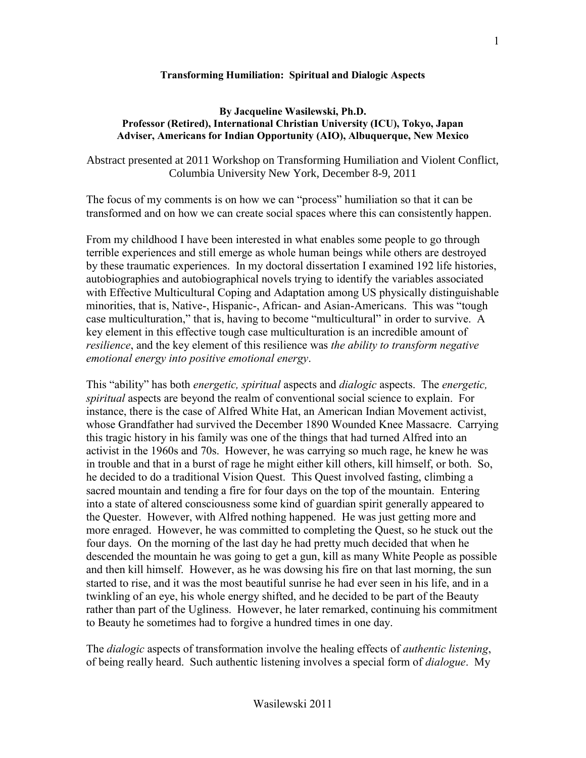**Transforming Humiliation: Spiritual and Dialogic Aspects**

**By Jacqueline Wasilewski, Ph.D.**
**Professor (Retired), International Christian University (ICU), Tokyo, Japan**
**Adviser, Americans for Indian Opportunity (AIO), Albuquerque, New Mexico**

Abstract presented at 2011 Workshop on Transforming Humiliation and Violent Conflict, Columbia University New York, December 8-9, 2011

The focus of my comments is on how we can "process" humiliation so that it can be transformed and on how we can create social spaces where this can consistently happen.

From my childhood I have been interested in what enables some people to go through terrible experiences and still emerge as whole human beings while others are destroyed by these traumatic experiences. In my doctoral dissertation I examined 192 life histories, autobiographies and autobiographical novels trying to identify the variables associated with Effective Multicultural Coping and Adaptation among US physically distinguishable minorities, that is, Native-, Hispanic-, African- and Asian-Americans. This was "tough case multiculturation," that is, having to become "multicultural" in order to survive. A key element in this effective tough case multiculturation is an incredible amount of *resilience*, and the key element of this resilience was *the ability to transform negative emotional energy into positive emotional energy*.

This "ability" has both *energetic, spiritual* aspects and *dialogic* aspects. The *energetic, spiritual* aspects are beyond the realm of conventional social science to explain. For instance, there is the case of Alfred White Hat, an American Indian Movement activist, whose Grandfather had survived the December 1890 Wounded Knee Massacre. Carrying this tragic history in his family was one of the things that had turned Alfred into an activist in the 1960s and 70s. However, he was carrying so much rage, he knew he was in trouble and that in a burst of rage he might either kill others, kill himself, or both. So, he decided to do a traditional Vision Quest. This Quest involved fasting, climbing a sacred mountain and tending a fire for four days on the top of the mountain. Entering into a state of altered consciousness some kind of guardian spirit generally appeared to the Quester. However, with Alfred nothing happened. He was just getting more and more enraged. However, he was committed to completing the Quest, so he stuck out the four days. On the morning of the last day he had pretty much decided that when he descended the mountain he was going to get a gun, kill as many White People as possible and then kill himself. However, as he was dowsing his fire on that last morning, the sun started to rise, and it was the most beautiful sunrise he had ever seen in his life, and in a twinkling of an eye, his whole energy shifted, and he decided to be part of the Beauty rather than part of the Ugliness. However, he later remarked, continuing his commitment to Beauty he sometimes had to forgive a hundred times in one day.

The *dialogic* aspects of transformation involve the healing effects of *authentic listening*, of being really heard. Such authentic listening involves a special form of *dialogue*. My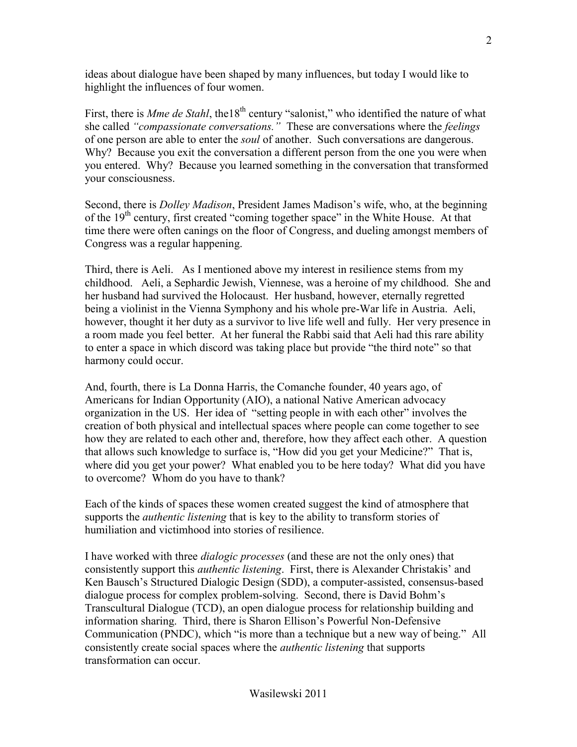ideas about dialogue have been shaped by many influences, but today I would like to highlight the influences of four women.

First, there is *Mme de Stahl*, the18th century "salonist," who identified the nature of what she called *"compassionate conversations."* These are conversations where the *feelings* of one person are able to enter the *soul* of another. Such conversations are dangerous. Why? Because you exit the conversation a different person from the one you were when you entered. Why? Because you learned something in the conversation that transformed your consciousness.

Second, there is *Dolley Madison*, President James Madison's wife, who, at the beginning of the 19th century, first created "coming together space" in the White House. At that time there were often canings on the floor of Congress, and dueling amongst members of Congress was a regular happening.

Third, there is Aeli. As I mentioned above my interest in resilience stems from my childhood. Aeli, a Sephardic Jewish, Viennese, was a heroine of my childhood. She and her husband had survived the Holocaust. Her husband, however, eternally regretted being a violinist in the Vienna Symphony and his whole pre-War life in Austria. Aeli, however, thought it her duty as a survivor to live life well and fully. Her very presence in a room made you feel better. At her funeral the Rabbi said that Aeli had this rare ability to enter a space in which discord was taking place but provide "the third note" so that harmony could occur.

And, fourth, there is La Donna Harris, the Comanche founder, 40 years ago, of Americans for Indian Opportunity (AIO), a national Native American advocacy organization in the US. Her idea of "setting people in with each other" involves the creation of both physical and intellectual spaces where people can come together to see how they are related to each other and, therefore, how they affect each other. A question that allows such knowledge to surface is, "How did you get your Medicine?" That is, where did you get your power? What enabled you to be here today? What did you have to overcome? Whom do you have to thank?

Each of the kinds of spaces these women created suggest the kind of atmosphere that supports the *authentic listening* that is key to the ability to transform stories of humiliation and victimhood into stories of resilience.

I have worked with three *dialogic processes* (and these are not the only ones) that consistently support this *authentic listening*. First, there is Alexander Christakis' and Ken Bausch's Structured Dialogic Design (SDD), a computer-assisted, consensus-based dialogue process for complex problem-solving. Second, there is David Bohm's Transcultural Dialogue (TCD), an open dialogue process for relationship building and information sharing. Third, there is Sharon Ellison's Powerful Non-Defensive Communication (PNDC), which "is more than a technique but a new way of being." All consistently create social spaces where the *authentic listening* that supports transformation can occur.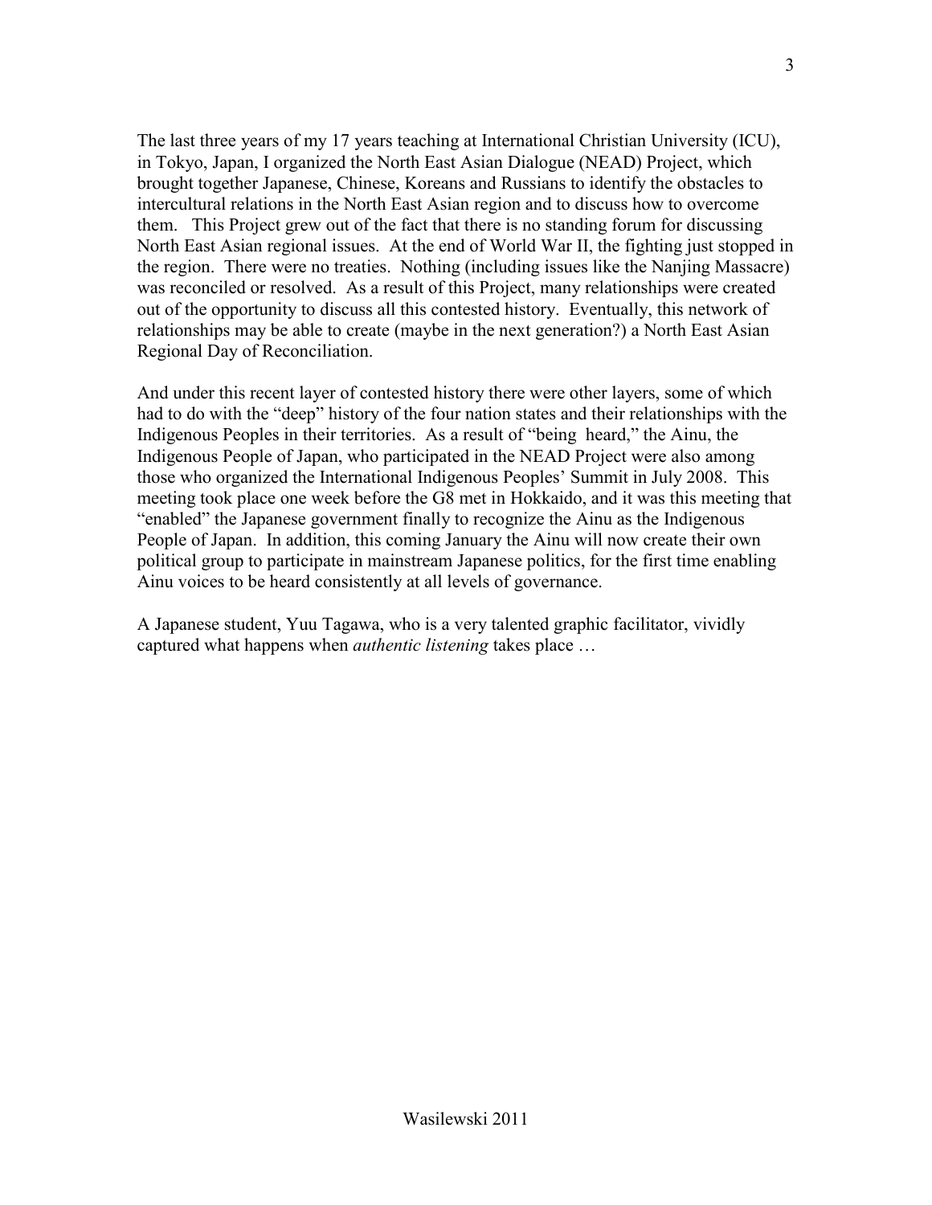The last three years of my 17 years teaching at International Christian University (ICU), in Tokyo, Japan, I organized the North East Asian Dialogue (NEAD) Project, which brought together Japanese, Chinese, Koreans and Russians to identify the obstacles to intercultural relations in the North East Asian region and to discuss how to overcome them. This Project grew out of the fact that there is no standing forum for discussing North East Asian regional issues. At the end of World War II, the fighting just stopped in the region. There were no treaties. Nothing (including issues like the Nanjing Massacre) was reconciled or resolved. As a result of this Project, many relationships were created out of the opportunity to discuss all this contested history. Eventually, this network of relationships may be able to create (maybe in the next generation?) a North East Asian Regional Day of Reconciliation.

And under this recent layer of contested history there were other layers, some of which had to do with the "deep" history of the four nation states and their relationships with the Indigenous Peoples in their territories. As a result of "being heard," the Ainu, the Indigenous People of Japan, who participated in the NEAD Project were also among those who organized the International Indigenous Peoples' Summit in July 2008. This meeting took place one week before the G8 met in Hokkaido, and it was this meeting that "enabled" the Japanese government finally to recognize the Ainu as the Indigenous People of Japan. In addition, this coming January the Ainu will now create their own political group to participate in mainstream Japanese politics, for the first time enabling Ainu voices to be heard consistently at all levels of governance.

A Japanese student, Yuu Tagawa, who is a very talented graphic facilitator, vividly captured what happens when *authentic listening* takes place …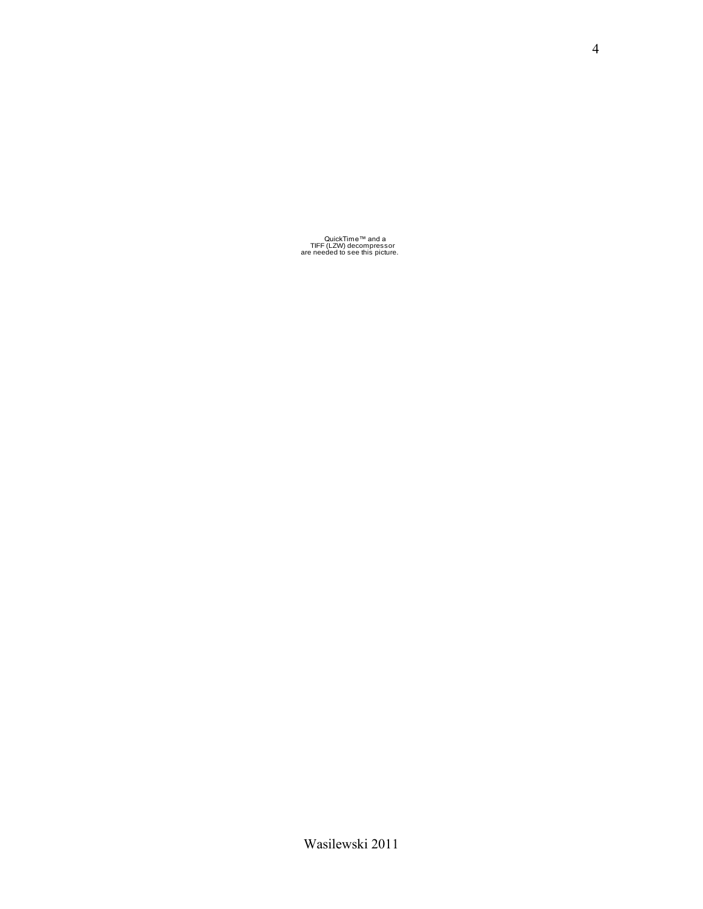QuickTime™ and a
TIFF (LZW) decompressor
are needed to see this picture.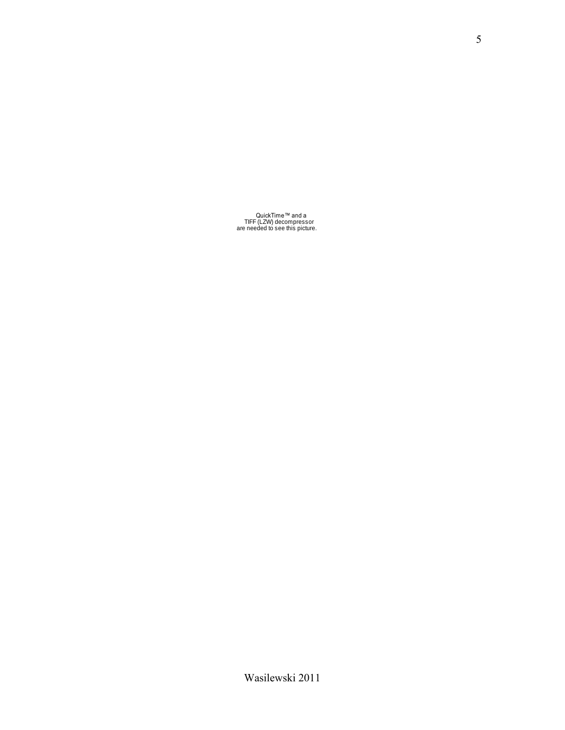QuickTime™ and a
TIFF (LZW) decompressor
are needed to see this picture.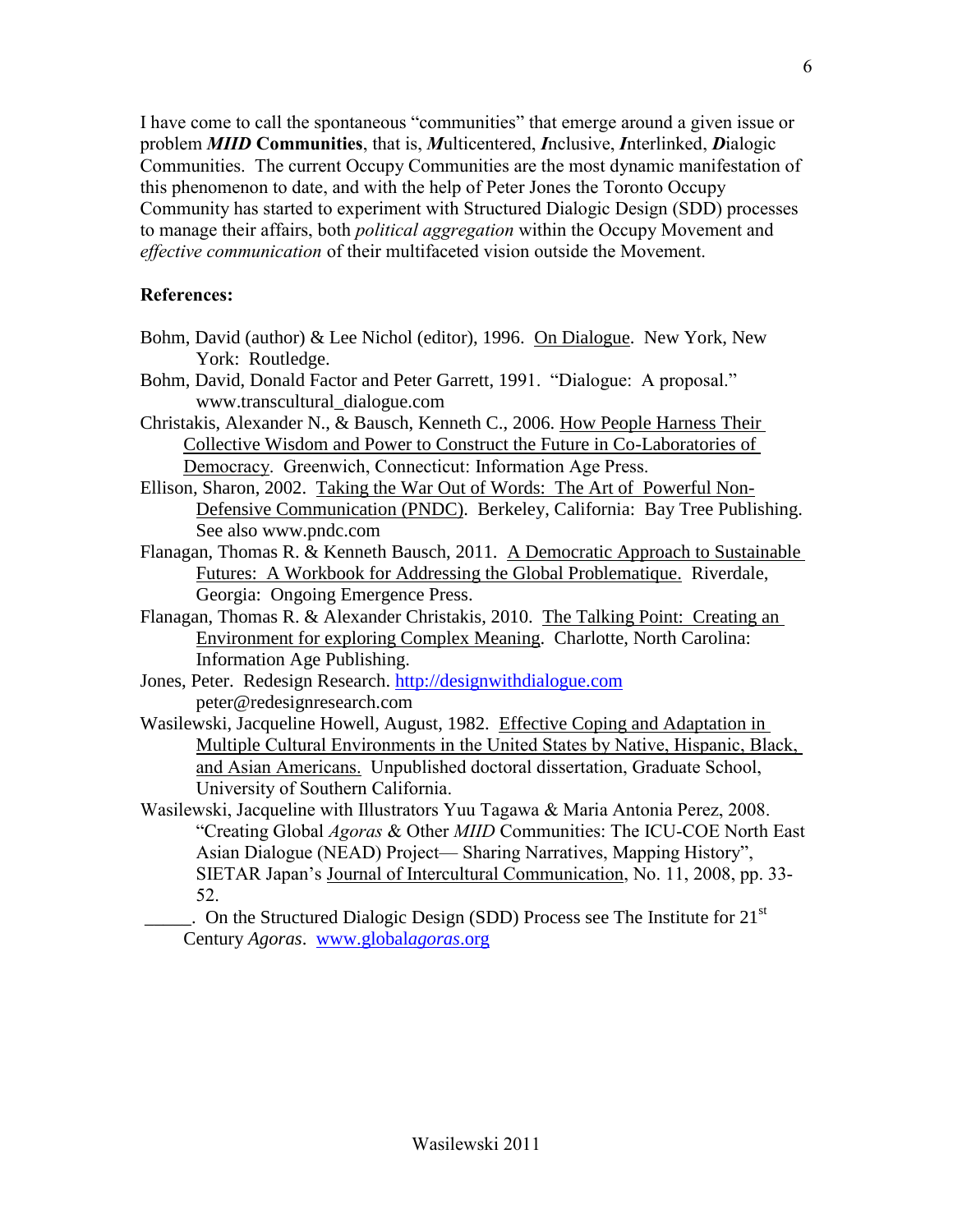I have come to call the spontaneous "communities" that emerge around a given issue or problem ***MIID*** **Communities**, that is, ***M***ulticentered, ***I***nclusive, ***I***nterlinked, ***D***ialogic Communities. The current Occupy Communities are the most dynamic manifestation of this phenomenon to date, and with the help of Peter Jones the Toronto Occupy Community has started to experiment with Structured Dialogic Design (SDD) processes to manage their affairs, both *political aggregation* within the Occupy Movement and *effective communication* of their multifaceted vision outside the Movement.

**References:**

Bohm, David (author) & Lee Nichol (editor), 1996. On Dialogue. New York, New York: Routledge.

Bohm, David, Donald Factor and Peter Garrett, 1991. "Dialogue: A proposal." www.transcultural_dialogue.com

Christakis, Alexander N., & Bausch, Kenneth C., 2006. How People Harness Their Collective Wisdom and Power to Construct the Future in Co-Laboratories of Democracy. Greenwich, Connecticut: Information Age Press.

Ellison, Sharon, 2002. Taking the War Out of Words: The Art of Powerful Non-Defensive Communication (PNDC). Berkeley, California: Bay Tree Publishing. See also www.pndc.com

Flanagan, Thomas R. & Kenneth Bausch, 2011. A Democratic Approach to Sustainable Futures: A Workbook for Addressing the Global Problematique. Riverdale, Georgia: Ongoing Emergence Press.

Flanagan, Thomas R. & Alexander Christakis, 2010. The Talking Point: Creating an Environment for exploring Complex Meaning. Charlotte, North Carolina: Information Age Publishing.

Jones, Peter. Redesign Research. http://designwithdialogue.com peter@redesignresearch.com

Wasilewski, Jacqueline Howell, August, 1982. Effective Coping and Adaptation in Multiple Cultural Environments in the United States by Native, Hispanic, Black, and Asian Americans. Unpublished doctoral dissertation, Graduate School, University of Southern California.

Wasilewski, Jacqueline with Illustrators Yuu Tagawa & Maria Antonia Perez, 2008. "Creating Global *Agoras* & Other *MIID* Communities: The ICU-COE North East Asian Dialogue (NEAD) Project— Sharing Narratives, Mapping History", SIETAR Japan's Journal of Intercultural Communication, No. 11, 2008, pp. 33-52.

_____. On the Structured Dialogic Design (SDD) Process see The Institute for 21st Century *Agoras*. www.global*agoras*.org